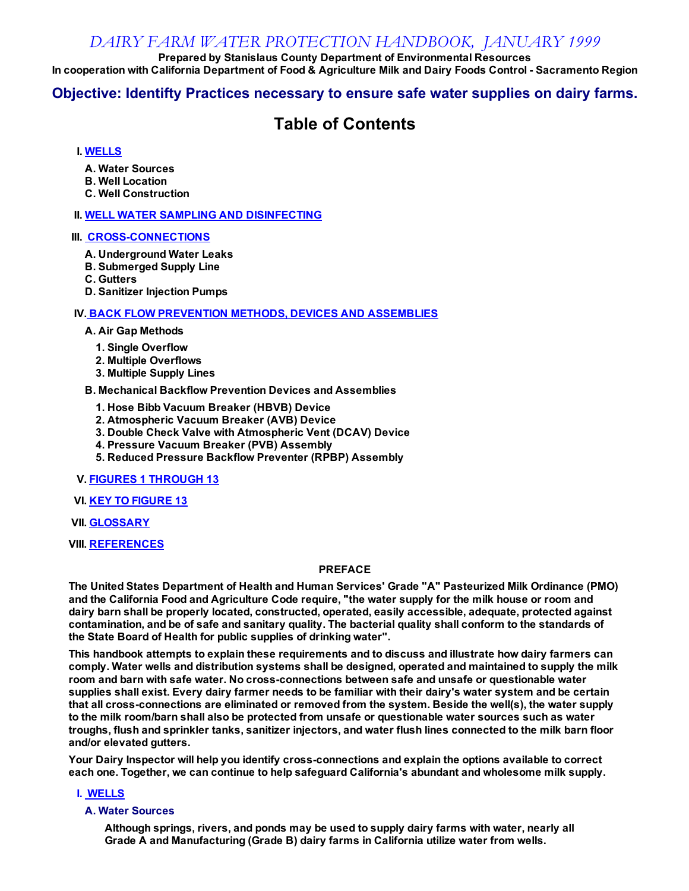# *DAIRY FARM WATER PROTECTION HANDBOOK, JANUARY 1999*

**Prepared by Stanislaus County Department of Environmental Resources**
**In cooperation with California Department of Food & Agriculture Milk and Dairy Foods Control - Sacramento Region**

## Objective: Identfity Practices necessary to ensure safe water supplies on dairy farms.

## Table of Contents

**I. WELLS**

- **A. Water Sources**
- **B. Well Location**
- **C. Well Construction**

**II. WELL WATER SAMPLING AND DISINFECTING**

**III. CROSS-CONNECTIONS**

- **A. Underground Water Leaks**
- **B. Submerged Supply Line**
- **C. Gutters**
- **D. Sanitizer Injection Pumps**

**IV. BACK FLOW PREVENTION METHODS, DEVICES AND ASSEMBLIES**

- **A. Air Gap Methods**
  1. **Single Overflow**
  2. **Multiple Overflows**
  3. **Multiple Supply Lines**
- **B. Mechanical Backflow Prevention Devices and Assemblies**
  1. **Hose Bibb Vacuum Breaker (HBVB) Device**
  2. **Atmospheric Vacuum Breaker (AVB) Device**
  3. **Double Check Valve with Atmospheric Vent (DCAV) Device**
  4. **Pressure Vacuum Breaker (PVB) Assembly**
  5. **Reduced Pressure Backflow Preventer (RPBP) Assembly**

**V. FIGURES 1 THROUGH 13**

**VI. KEY TO FIGURE 13**

**VII. GLOSSARY**

**VIII. REFERENCES**

### PREFACE

**The United States Department of Health and Human Services' Grade "A" Pasteurized Milk Ordinance (PMO) and the California Food and Agriculture Code require, "the water supply for the milk house or room and dairy barn shall be properly located, constructed, operated, easily accessible, adequate, protected against contamination, and be of safe and sanitary quality. The bacterial quality shall conform to the standards of the State Board of Health for public supplies of drinking water".**

**This handbook attempts to explain these requirements and to discuss and illustrate how dairy farmers can comply. Water wells and distribution systems shall be designed, operated and maintained to supply the milk room and barn with safe water. No cross-connections between safe and unsafe or questionable water supplies shall exist. Every dairy farmer needs to be familiar with their dairy's water system and be certain that all cross-connections are eliminated or removed from the system. Beside the well(s), the water supply to the milk room/barn shall also be protected from unsafe or questionable water sources such as water troughs, flush and sprinkler tanks, sanitizer injectors, and water flush lines connected to the milk barn floor and/or elevated gutters.**

**Your Dairy Inspector will help you identify cross-connections and explain the options available to correct each one. Together, we can continue to help safeguard California's abundant and wholesome milk supply.**

## I. WELLS

### A. Water Sources

**Although springs, rivers, and ponds may be used to supply dairy farms with water, nearly all Grade A and Manufacturing (Grade B) dairy farms in California utilize water from wells.**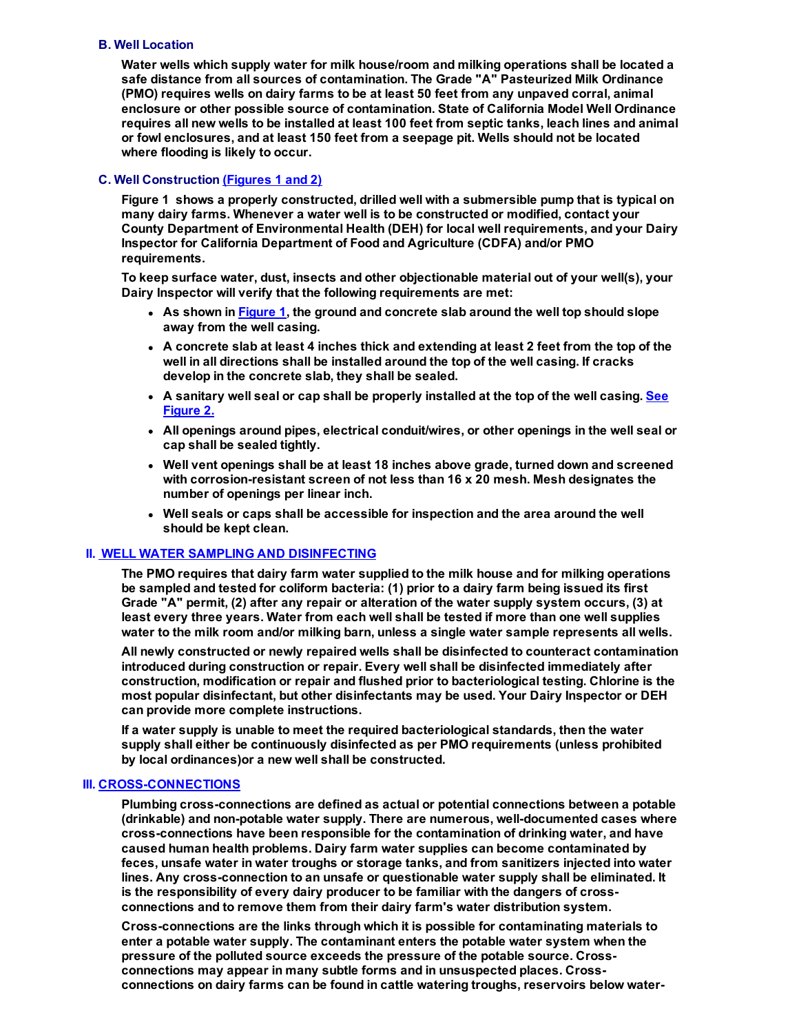### B. Well Location

**Water wells which supply water for milk house/room and milking operations shall be located a safe distance from all sources of contamination. The Grade "A" Pasteurized Milk Ordinance (PMO) requires wells on dairy farms to be at least 50 feet from any unpaved corral, animal enclosure or other possible source of contamination. State of California Model Well Ordinance requires all new wells to be installed at least 100 feet from septic tanks, leach lines and animal or fowl enclosures, and at least 150 feet from a seepage pit. Wells should not be located where flooding is likely to occur.**

### C. Well Construction (Figures 1 and 2)

**Figure 1 shows a properly constructed, drilled well with a submersible pump that is typical on many dairy farms. Whenever a water well is to be constructed or modified, contact your County Department of Environmental Health (DEH) for local well requirements, and your Dairy Inspector for California Department of Food and Agriculture (CDFA) and/or PMO requirements.**

**To keep surface water, dust, insects and other objectionable material out of your well(s), your Dairy Inspector will verify that the following requirements are met:**

- **As shown in Figure 1, the ground and concrete slab around the well top should slope away from the well casing.**
- **A concrete slab at least 4 inches thick and extending at least 2 feet from the top of the well in all directions shall be installed around the top of the well casing. If cracks develop in the concrete slab, they shall be sealed.**
- **A sanitary well seal or cap shall be properly installed at the top of the well casing. See Figure 2.**
- **All openings around pipes, electrical conduit/wires, or other openings in the well seal or cap shall be sealed tightly.**
- **Well vent openings shall be at least 18 inches above grade, turned down and screened with corrosion-resistant screen of not less than 16 x 20 mesh. Mesh designates the number of openings per linear inch.**
- **Well seals or caps shall be accessible for inspection and the area around the well should be kept clean.**

## II. WELL WATER SAMPLING AND DISINFECTING

**The PMO requires that dairy farm water supplied to the milk house and for milking operations be sampled and tested for coliform bacteria: (1) prior to a dairy farm being issued its first Grade "A" permit, (2) after any repair or alteration of the water supply system occurs, (3) at least every three years. Water from each well shall be tested if more than one well supplies water to the milk room and/or milking barn, unless a single water sample represents all wells.**

**All newly constructed or newly repaired wells shall be disinfected to counteract contamination introduced during construction or repair. Every well shall be disinfected immediately after construction, modification or repair and flushed prior to bacteriological testing. Chlorine is the most popular disinfectant, but other disinfectants may be used. Your Dairy Inspector or DEH can provide more complete instructions.**

**If a water supply is unable to meet the required bacteriological standards, then the water supply shall either be continuously disinfected as per PMO requirements (unless prohibited by local ordinances)or a new well shall be constructed.**

## III. CROSS-CONNECTIONS

**Plumbing cross-connections are defined as actual or potential connections between a potable (drinkable) and non-potable water supply. There are numerous, well-documented cases where cross-connections have been responsible for the contamination of drinking water, and have caused human health problems. Dairy farm water supplies can become contaminated by feces, unsafe water in water troughs or storage tanks, and from sanitizers injected into water lines. Any cross-connection to an unsafe or questionable water supply shall be eliminated. It is the responsibility of every dairy producer to be familiar with the dangers of cross-connections and to remove them from their dairy farm's water distribution system.**

**Cross-connections are the links through which it is possible for contaminating materials to enter a potable water supply. The contaminant enters the potable water system when the pressure of the polluted source exceeds the pressure of the potable source. Cross-connections may appear in many subtle forms and in unsuspected places. Cross-connections on dairy farms can be found in cattle watering troughs, reservoirs below water-**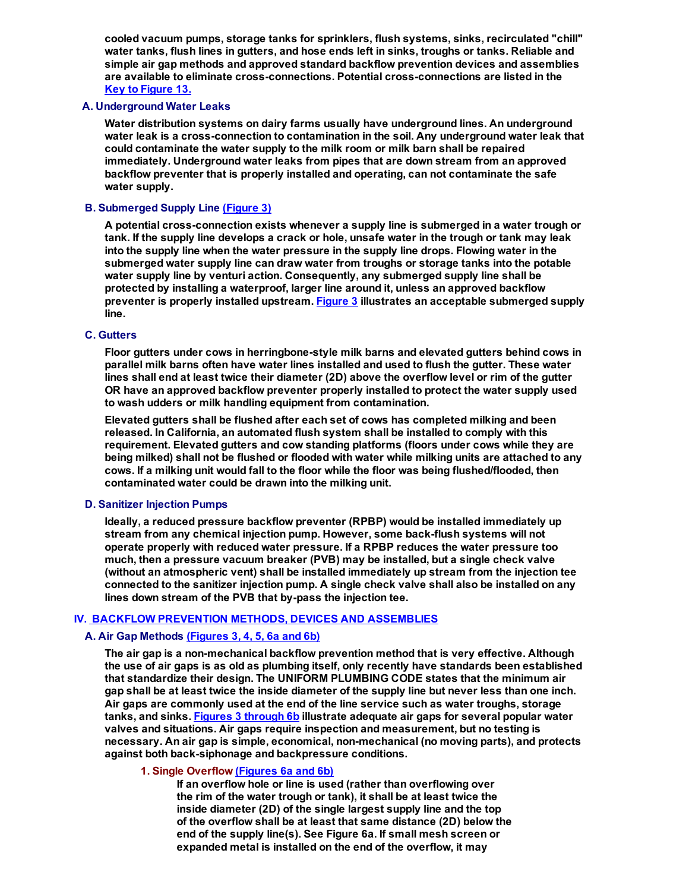**cooled vacuum pumps, storage tanks for sprinklers, flush systems, sinks, recirculated "chill" water tanks, flush lines in gutters, and hose ends left in sinks, troughs or tanks. Reliable and simple air gap methods and approved standard backflow prevention devices and assemblies are available to eliminate cross-connections. Potential cross-connections are listed in the [Key to Figure 13.](#)**

### A. Underground Water Leaks

**Water distribution systems on dairy farms usually have underground lines. An underground water leak is a cross-connection to contamination in the soil. Any underground water leak that could contaminate the water supply to the milk room or milk barn shall be repaired immediately. Underground water leaks from pipes that are down stream from an approved backflow preventer that is properly installed and operating, can not contaminate the safe water supply.**

### B. Submerged Supply Line [(Figure 3)](#)

**A potential cross-connection exists whenever a supply line is submerged in a water trough or tank. If the supply line develops a crack or hole, unsafe water in the trough or tank may leak into the supply line when the water pressure in the supply line drops. Flowing water in the submerged water supply line can draw water from troughs or storage tanks into the potable water supply line by venturi action. Consequently, any submerged supply line shall be protected by installing a waterproof, larger line around it, unless an approved backflow preventer is properly installed upstream. [Figure 3](#) illustrates an acceptable submerged supply line.**

### C. Gutters

**Floor gutters under cows in herringbone-style milk barns and elevated gutters behind cows in parallel milk barns often have water lines installed and used to flush the gutter. These water lines shall end at least twice their diameter (2D) above the overflow level or rim of the gutter OR have an approved backflow preventer properly installed to protect the water supply used to wash udders or milk handling equipment from contamination.**

**Elevated gutters shall be flushed after each set of cows has completed milking and been released. In California, an automated flush system shall be installed to comply with this requirement. Elevated gutters and cow standing platforms (floors under cows while they are being milked) shall not be flushed or flooded with water while milking units are attached to any cows. If a milking unit would fall to the floor while the floor was being flushed/flooded, then contaminated water could be drawn into the milking unit.**

### D. Sanitizer Injection Pumps

**Ideally, a reduced pressure backflow preventer (RPBP) would be installed immediately up stream from any chemical injection pump. However, some back-flush systems will not operate properly with reduced water pressure. If a RPBP reduces the water pressure too much, then a pressure vacuum breaker (PVB) may be installed, but a single check valve (without an atmospheric vent) shall be installed immediately up stream from the injection tee connected to the sanitizer injection pump. A single check valve shall also be installed on any lines down stream of the PVB that by-pass the injection tee.**

## IV. [BACKFLOW PREVENTION METHODS, DEVICES AND ASSEMBLIES](#)

### A. Air Gap Methods [(Figures 3, 4, 5, 6a and 6b)](#)

**The air gap is a non-mechanical backflow prevention method that is very effective. Although the use of air gaps is as old as plumbing itself, only recently have standards been established that standardize their design. The UNIFORM PLUMBING CODE states that the minimum air gap shall be at least twice the inside diameter of the supply line but never less than one inch. Air gaps are commonly used at the end of the line service such as water troughs, storage tanks, and sinks. [Figures 3 through 6b](#) illustrate adequate air gaps for several popular water valves and situations. Air gaps require inspection and measurement, but no testing is necessary. An air gap is simple, economical, non-mechanical (no moving parts), and protects against both back-siphonage and backpressure conditions.**

#### 1. Single Overflow [(Figures 6a and 6b)](#)

**If an overflow hole or line is used (rather than overflowing over the rim of the water trough or tank), it shall be at least twice the inside diameter (2D) of the single largest supply line and the top of the overflow shall be at least that same distance (2D) below the end of the supply line(s). See Figure 6a. If small mesh screen or expanded metal is installed on the end of the overflow, it may**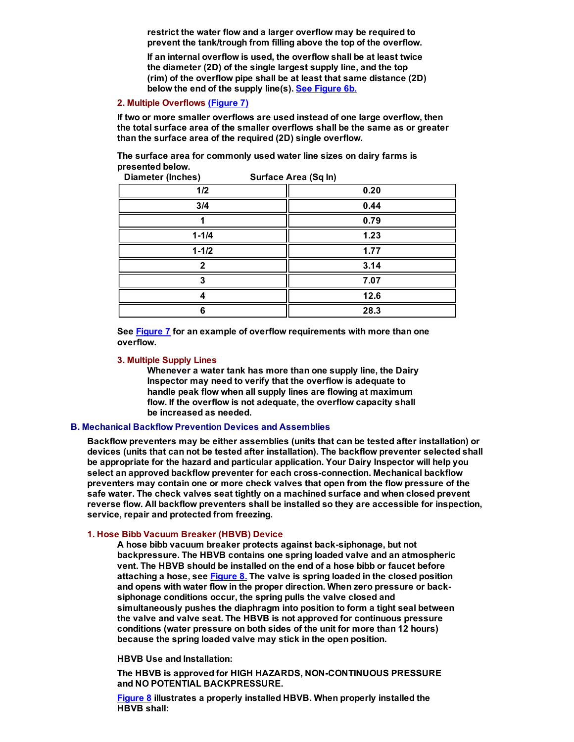restrict the water flow and a larger overflow may be required to prevent the tank/trough from filling above the top of the overflow.

If an internal overflow is used, the overflow shall be at least twice the diameter (2D) of the single largest supply line, and the top (rim) of the overflow pipe shall be at least that same distance (2D) below the end of the supply line(s). See Figure 6b.

### 2. Multiple Overflows (Figure 7)

If two or more smaller overflows are used instead of one large overflow, then the total surface area of the smaller overflows shall be the same as or greater than the surface area of the required (2D) single overflow.

The surface area for commonly used water line sizes on dairy farms is presented below.

| Diameter (Inches) | Surface Area (Sq In) |
|---|---|
| 1/2 | 0.20 |
| 3/4 | 0.44 |
| 1 | 0.79 |
| 1-1/4 | 1.23 |
| 1-1/2 | 1.77 |
| 2 | 3.14 |
| 3 | 7.07 |
| 4 | 12.6 |
| 6 | 28.3 |

See Figure 7 for an example of overflow requirements with more than one overflow.

### 3. Multiple Supply Lines

Whenever a water tank has more than one supply line, the Dairy Inspector may need to verify that the overflow is adequate to handle peak flow when all supply lines are flowing at maximum flow. If the overflow is not adequate, the overflow capacity shall be increased as needed.

## B. Mechanical Backflow Prevention Devices and Assemblies

Backflow preventers may be either assemblies (units that can be tested after installation) or devices (units that can not be tested after installation). The backflow preventer selected shall be appropriate for the hazard and particular application. Your Dairy Inspector will help you select an approved backflow preventer for each cross-connection. Mechanical backflow preventers may contain one or more check valves that open from the flow pressure of the safe water. The check valves seat tightly on a machined surface and when closed prevent reverse flow. All backflow preventers shall be installed so they are accessible for inspection, service, repair and protected from freezing.

### 1. Hose Bibb Vacuum Breaker (HBVB) Device

A hose bibb vacuum breaker protects against back-siphonage, but not backpressure. The HBVB contains one spring loaded valve and an atmospheric vent. The HBVB should be installed on the end of a hose bibb or faucet before attaching a hose, see Figure 8. The valve is spring loaded in the closed position and opens with water flow in the proper direction. When zero pressure or back-siphonage conditions occur, the spring pulls the valve closed and simultaneously pushes the diaphragm into position to form a tight seal between the valve and valve seat. The HBVB is not approved for continuous pressure conditions (water pressure on both sides of the unit for more than 12 hours) because the spring loaded valve may stick in the open position.

HBVB Use and Installation:

The HBVB is approved for HIGH HAZARDS, NON-CONTINUOUS PRESSURE and NO POTENTIAL BACKPRESSURE.

Figure 8 illustrates a properly installed HBVB. When properly installed the HBVB shall: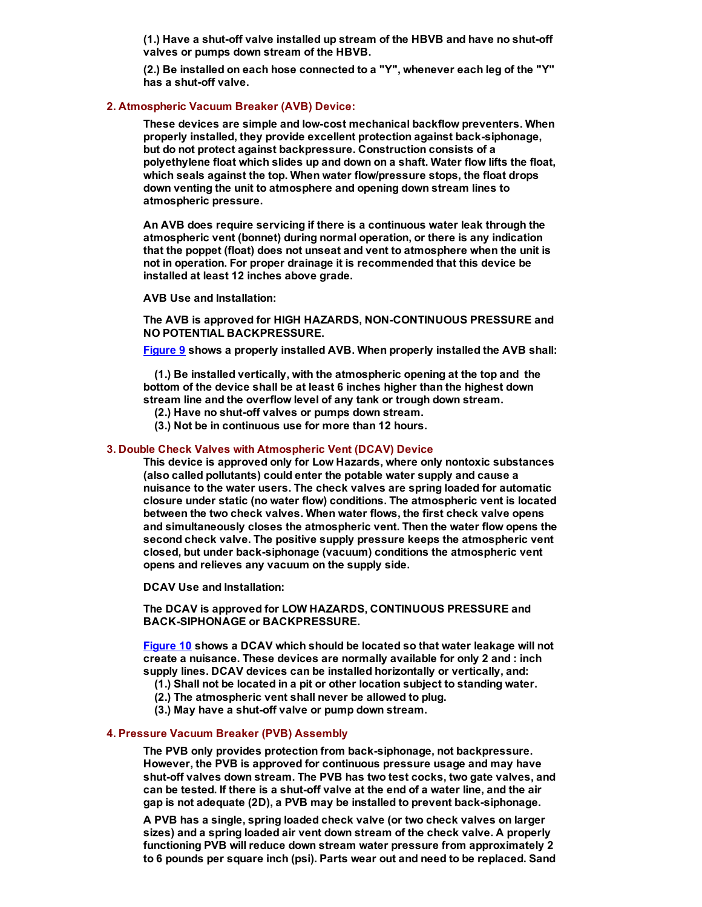**(1.) Have a shut-off valve installed up stream of the HBVB and have no shut-off valves or pumps down stream of the HBVB.**

**(2.) Be installed on each hose connected to a "Y", whenever each leg of the "Y" has a shut-off valve.**

### 2. Atmospheric Vacuum Breaker (AVB) Device:

**These devices are simple and low-cost mechanical backflow preventers. When properly installed, they provide excellent protection against back-siphonage, but do not protect against backpressure. Construction consists of a polyethylene float which slides up and down on a shaft. Water flow lifts the float, which seals against the top. When water flow/pressure stops, the float drops down venting the unit to atmosphere and opening down stream lines to atmospheric pressure.**

**An AVB does require servicing if there is a continuous water leak through the atmospheric vent (bonnet) during normal operation, or there is any indication that the poppet (float) does not unseat and vent to atmosphere when the unit is not in operation. For proper drainage it is recommended that this device be installed at least 12 inches above grade.**

**AVB Use and Installation:**

**The AVB is approved for HIGH HAZARDS, NON-CONTINUOUS PRESSURE and NO POTENTIAL BACKPRESSURE.**

**[Figure 9](#) shows a properly installed AVB. When properly installed the AVB shall:**

**(1.) Be installed vertically, with the atmospheric opening at the top and the bottom of the device shall be at least 6 inches higher than the highest down stream line and the overflow level of any tank or trough down stream.**
**(2.) Have no shut-off valves or pumps down stream.**
**(3.) Not be in continuous use for more than 12 hours.**

### 3. Double Check Valves with Atmospheric Vent (DCAV) Device

**This device is approved only for Low Hazards, where only nontoxic substances (also called pollutants) could enter the potable water supply and cause a nuisance to the water users. The check valves are spring loaded for automatic closure under static (no water flow) conditions. The atmospheric vent is located between the two check valves. When water flows, the first check valve opens and simultaneously closes the atmospheric vent. Then the water flow opens the second check valve. The positive supply pressure keeps the atmospheric vent closed, but under back-siphonage (vacuum) conditions the atmospheric vent opens and relieves any vacuum on the supply side.**

**DCAV Use and Installation:**

**The DCAV is approved for LOW HAZARDS, CONTINUOUS PRESSURE and BACK-SIPHONAGE or BACKPRESSURE.**

**[Figure 10](#) shows a DCAV which should be located so that water leakage will not create a nuisance. These devices are normally available for only 2 and : inch supply lines. DCAV devices can be installed horizontally or vertically, and:**
**(1.) Shall not be located in a pit or other location subject to standing water.**
**(2.) The atmospheric vent shall never be allowed to plug.**
**(3.) May have a shut-off valve or pump down stream.**

### 4. Pressure Vacuum Breaker (PVB) Assembly

**The PVB only provides protection from back-siphonage, not backpressure. However, the PVB is approved for continuous pressure usage and may have shut-off valves down stream. The PVB has two test cocks, two gate valves, and can be tested. If there is a shut-off valve at the end of a water line, and the air gap is not adequate (2D), a PVB may be installed to prevent back-siphonage.**

**A PVB has a single, spring loaded check valve (or two check valves on larger sizes) and a spring loaded air vent down stream of the check valve. A properly functioning PVB will reduce down stream water pressure from approximately 2 to 6 pounds per square inch (psi). Parts wear out and need to be replaced. Sand**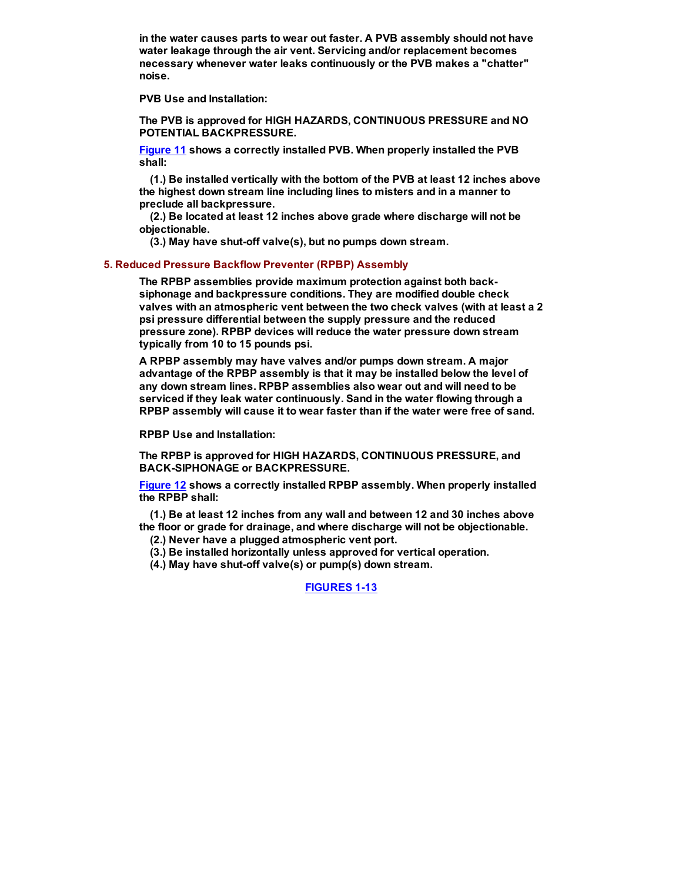**in the water causes parts to wear out faster. A PVB assembly should not have water leakage through the air vent. Servicing and/or replacement becomes necessary whenever water leaks continuously or the PVB makes a "chatter" noise.**

**PVB Use and Installation:**

**The PVB is approved for HIGH HAZARDS, CONTINUOUS PRESSURE and NO POTENTIAL BACKPRESSURE.**

**[Figure 11](#) shows a correctly installed PVB. When properly installed the PVB shall:**

**(1.) Be installed vertically with the bottom of the PVB at least 12 inches above the highest down stream line including lines to misters and in a manner to preclude all backpressure.**
**(2.) Be located at least 12 inches above grade where discharge will not be objectionable.**
**(3.) May have shut-off valve(s), but no pumps down stream.**

### 5. Reduced Pressure Backflow Preventer (RPBP) Assembly

**The RPBP assemblies provide maximum protection against both back-siphonage and backpressure conditions. They are modified double check valves with an atmospheric vent between the two check valves (with at least a 2 psi pressure differential between the supply pressure and the reduced pressure zone). RPBP devices will reduce the water pressure down stream typically from 10 to 15 pounds psi.**

**A RPBP assembly may have valves and/or pumps down stream. A major advantage of the RPBP assembly is that it may be installed below the level of any down stream lines. RPBP assemblies also wear out and will need to be serviced if they leak water continuously. Sand in the water flowing through a RPBP assembly will cause it to wear faster than if the water were free of sand.**

**RPBP Use and Installation:**

**The RPBP is approved for HIGH HAZARDS, CONTINUOUS PRESSURE, and BACK-SIPHONAGE or BACKPRESSURE.**

**[Figure 12](#) shows a correctly installed RPBP assembly. When properly installed the RPBP shall:**

**(1.) Be at least 12 inches from any wall and between 12 and 30 inches above the floor or grade for drainage, and where discharge will not be objectionable.**
**(2.) Never have a plugged atmospheric vent port.**
**(3.) Be installed horizontally unless approved for vertical operation.**
**(4.) May have shut-off valve(s) or pump(s) down stream.**

**[FIGURES 1-13](#)**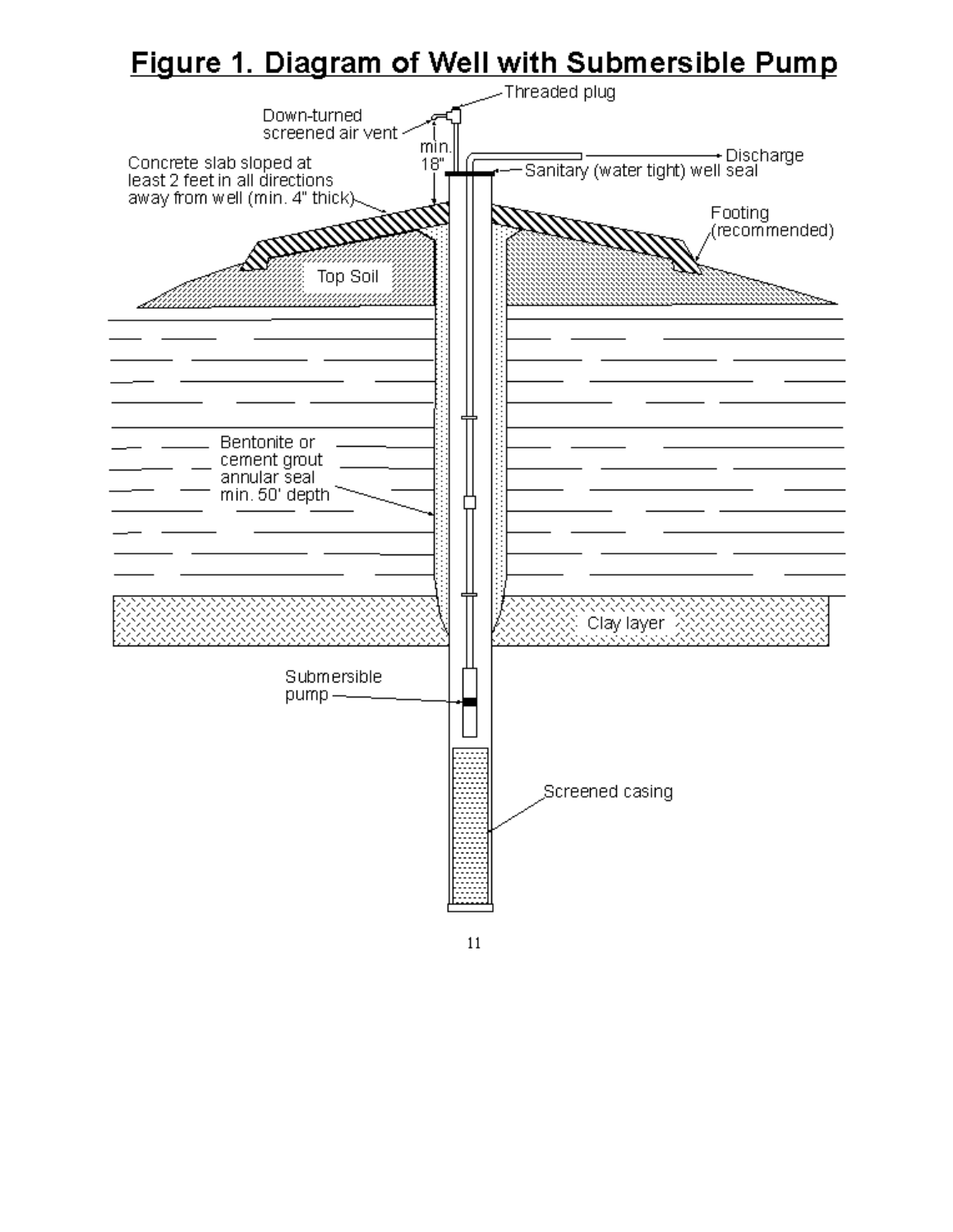## Figure 1. Diagram of Well with Submersible Pump

Threaded plug

Down-turned screened air vent

min. 18"

Discharge

Sanitary (water tight) well seal

Concrete slab sloped at least 2 feet in all directions away from well (min. 4" thick)

Footing (recommended)

Top Soil

Bentonite or cement grout annular seal min. 50' depth

Clay layer

Submersible pump

Screened casing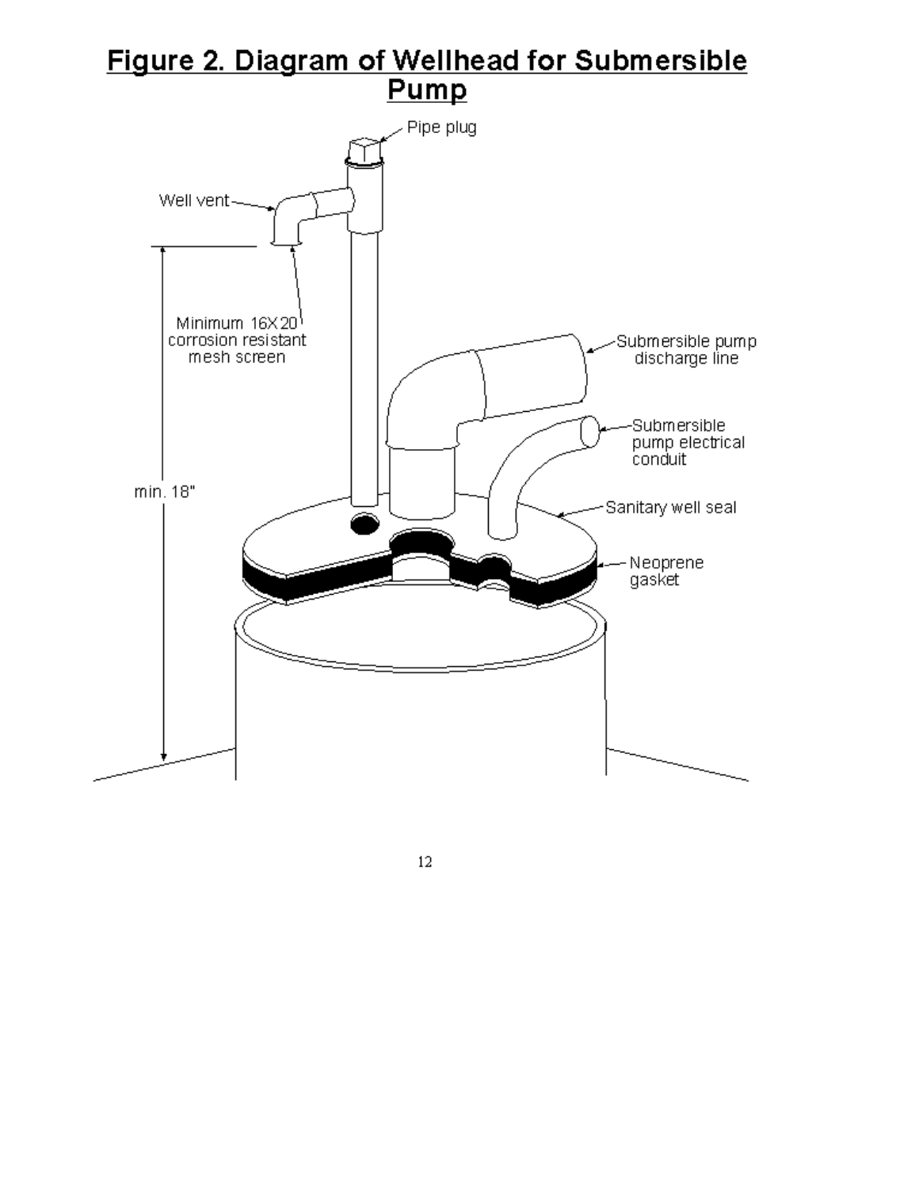## Figure 2. Diagram of Wellhead for Submersible Pump

Pipe plug

Well vent

Minimum 16X20 corrosion resistant mesh screen

min. 18"

Submersible pump discharge line

Submersible pump electrical conduit

Sanitary well seal

Neoprene gasket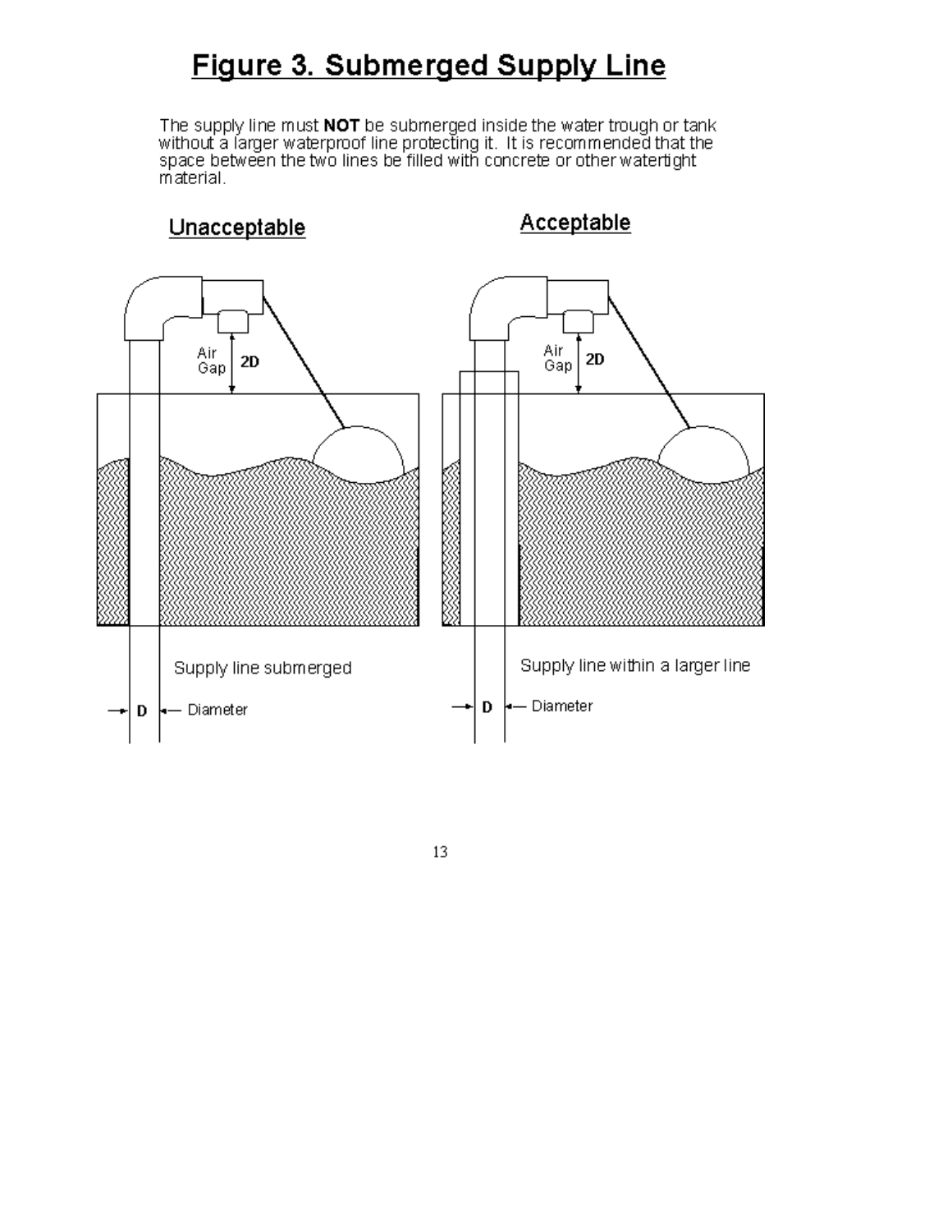# Figure 3. Submerged Supply Line

The supply line must **NOT** be submerged inside the water trough or tank without a larger waterproof line protecting it. It is recommended that the space between the two lines be filled with concrete or other watertight material.

## Unacceptable

Air Gap

2D

Supply line submerged

D — Diameter

## Acceptable

Air Gap

2D

Supply line within a larger line

D — Diameter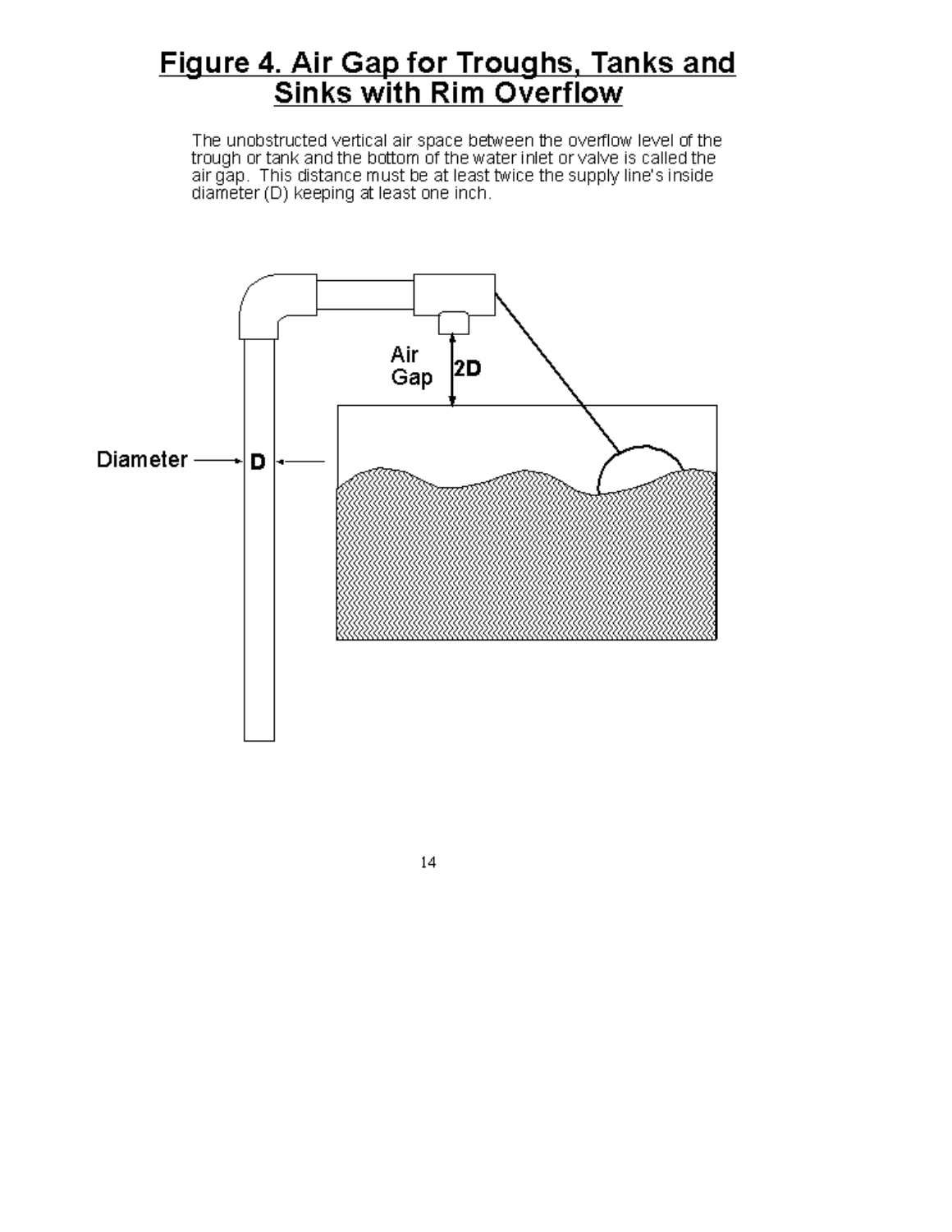# Figure 4. Air Gap for Troughs, Tanks and Sinks with Rim Overflow

The unobstructed vertical air space between the overflow level of the trough or tank and the bottom of the water inlet or valve is called the air gap. This distance must be at least twice the supply line's inside diameter (D) keeping at least one inch.

Air Gap 2D

Diameter D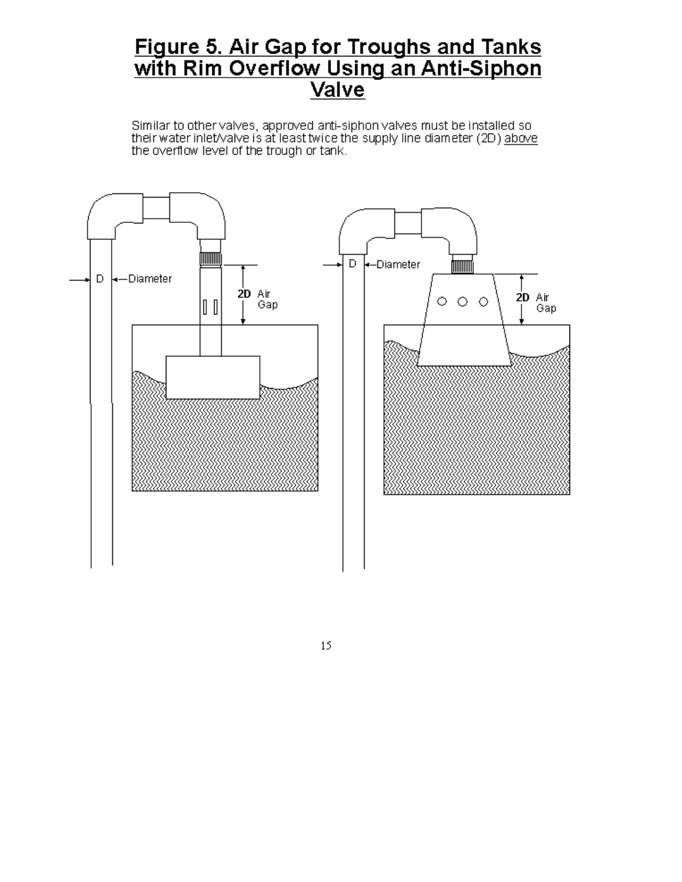# Figure 5. Air Gap for Troughs and Tanks with Rim Overflow Using an Anti-Siphon Valve

Similar to other valves, approved anti-siphon valves must be installed so their water inlet/valve is at least twice the supply line diameter (2D) above the overflow level of the trough or tank.

D —Diameter

2D Air Gap

D —Diameter

2D Air Gap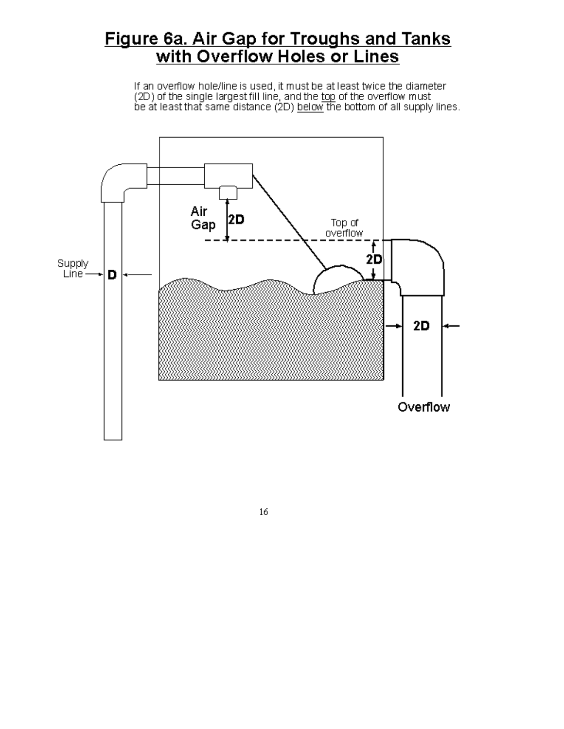# Figure 6a. Air Gap for Troughs and Tanks with Overflow Holes or Lines

If an overflow hole/line is used, it must be at least twice the diameter (2D) of the single largest fill line, and the top of the overflow must be at least that same distance (2D) below the bottom of all supply lines.

Air Gap 2D

Top of overflow

2D

Supply Line → D ←

→ 2D ←

Overflow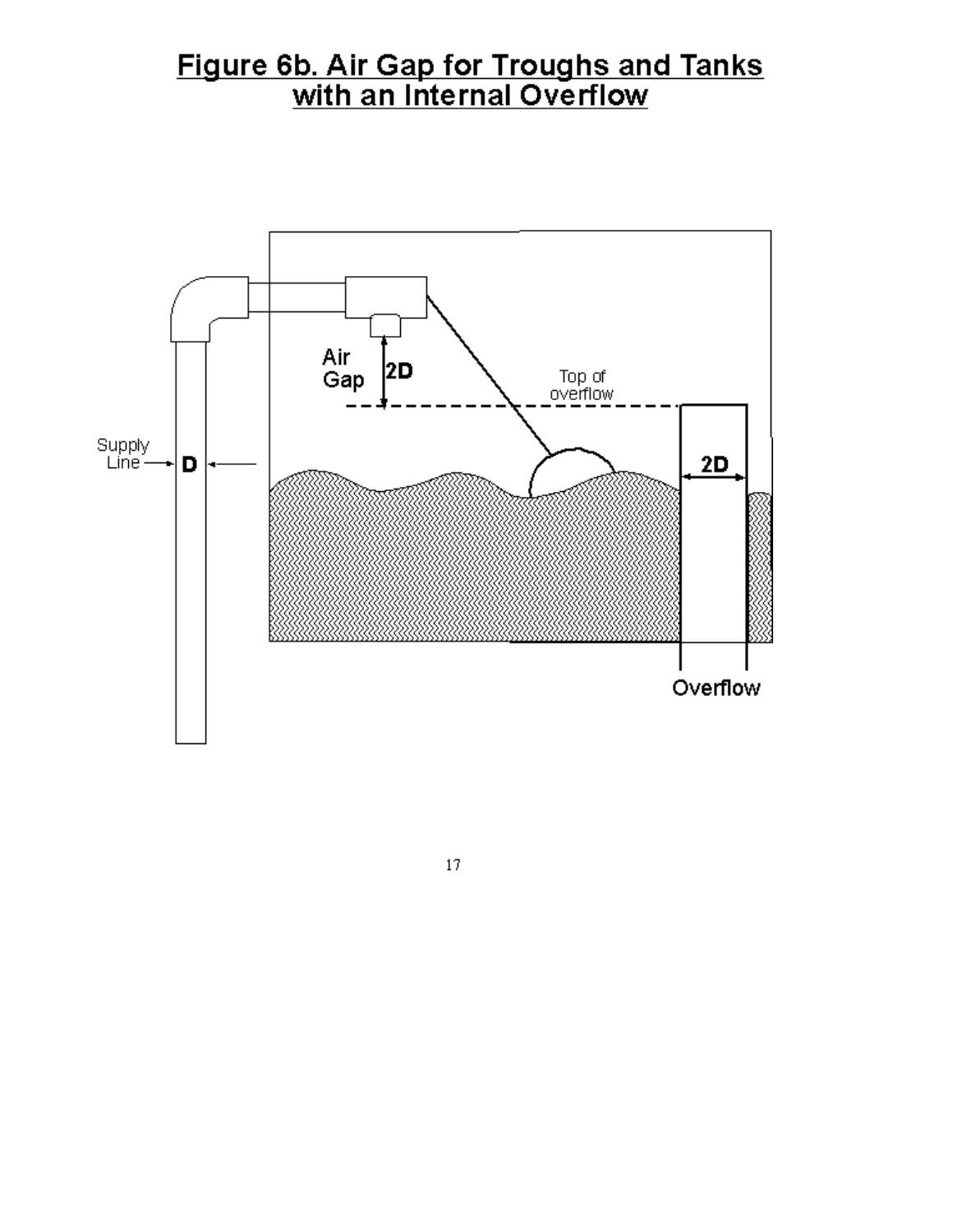# Figure 6b. Air Gap for Troughs and Tanks with an Internal Overflow

Air Gap 2D

Top of overflow

Supply Line D

2D

Overflow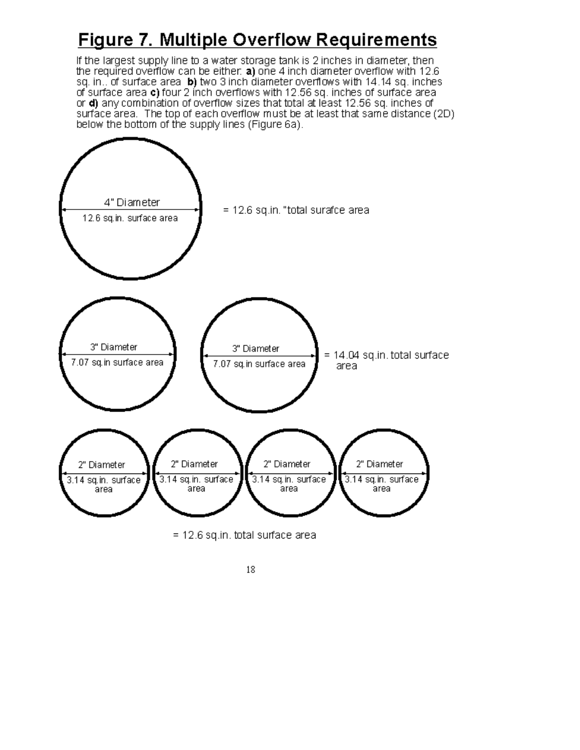# Figure 7. Multiple Overflow Requirements

If the largest supply line to a water storage tank is 2 inches in diameter, then the required overflow can be either: **a)** one 4 inch diameter overflow with 12.6 sq. in.. of surface area **b)** two 3 inch diameter overflows with 14.14 sq. inches of surface area **c)** four 2 inch overflows with 12.56 sq. inches of surface area or **d)** any combination of overflow sizes that total at least 12.56 sq. inches of surface area. The top of each overflow must be at least that same distance (2D) below the bottom of the supply lines (Figure 6a).

4" Diameter
12.6 sq.in. surface area

= 12.6 sq.in. "total surafce area

3" Diameter
7.07 sq.in surface area

3" Diameter
7.07 sq.in surface area

= 14.04 sq.in. total surface area

2" Diameter
3.14 sq.in. surface area

2" Diameter
3.14 sq.in. surface area

2" Diameter
3.14 sq.in. surface area

2" Diameter
3.14 sq.in. surface area

= 12.6 sq.in. total surface area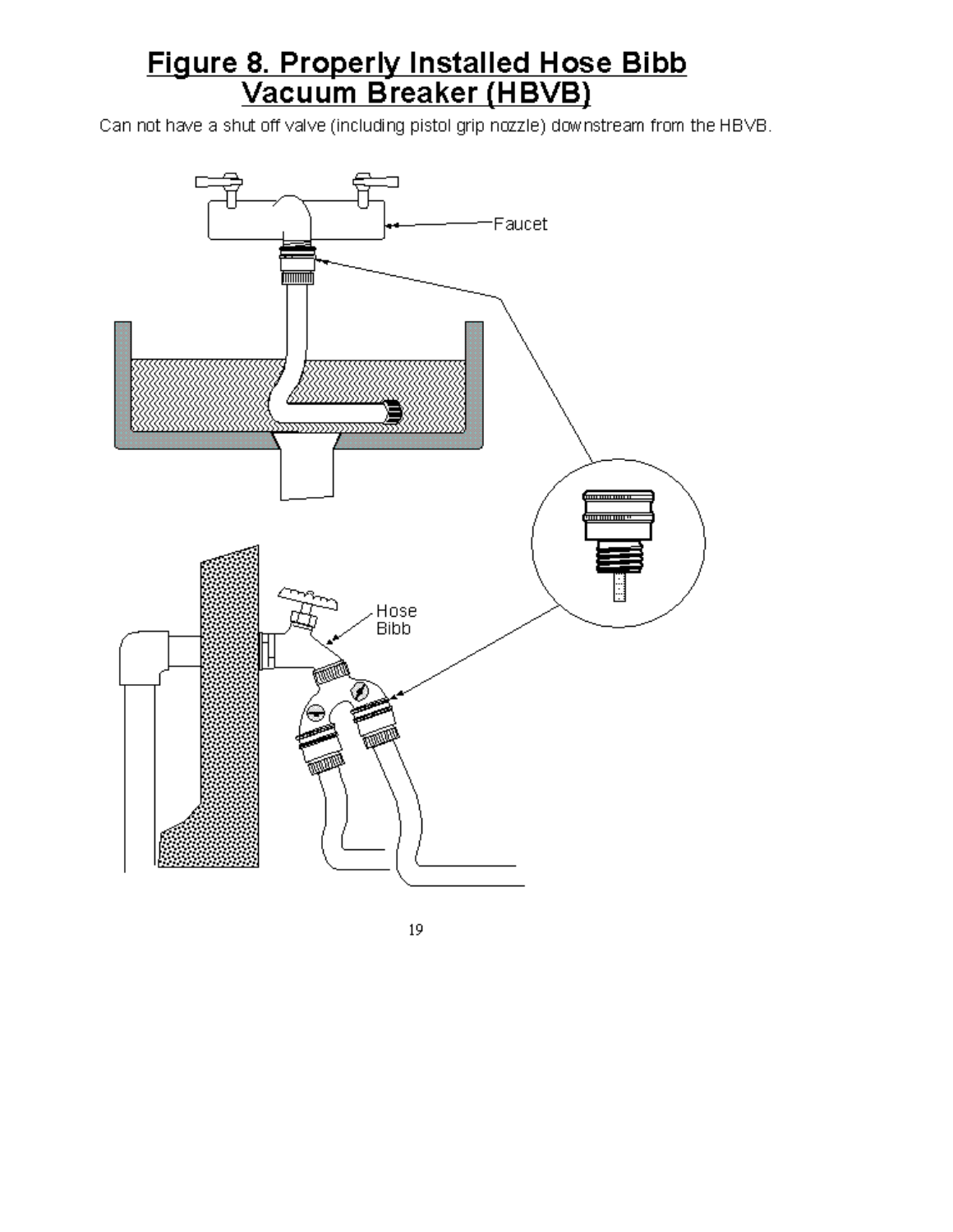# Figure 8. Properly Installed Hose Bibb Vacuum Breaker (HBVB)

Can not have a shut off valve (including pistol grip nozzle) downstream from the HBVB.

Faucet

Hose Bibb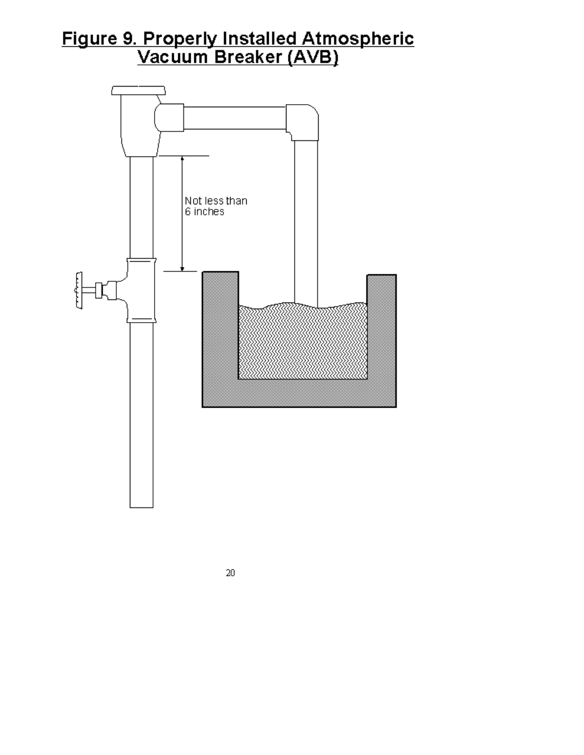# Figure 9. Properly Installed Atmospheric Vacuum Breaker (AVB)

Not less than 6 inches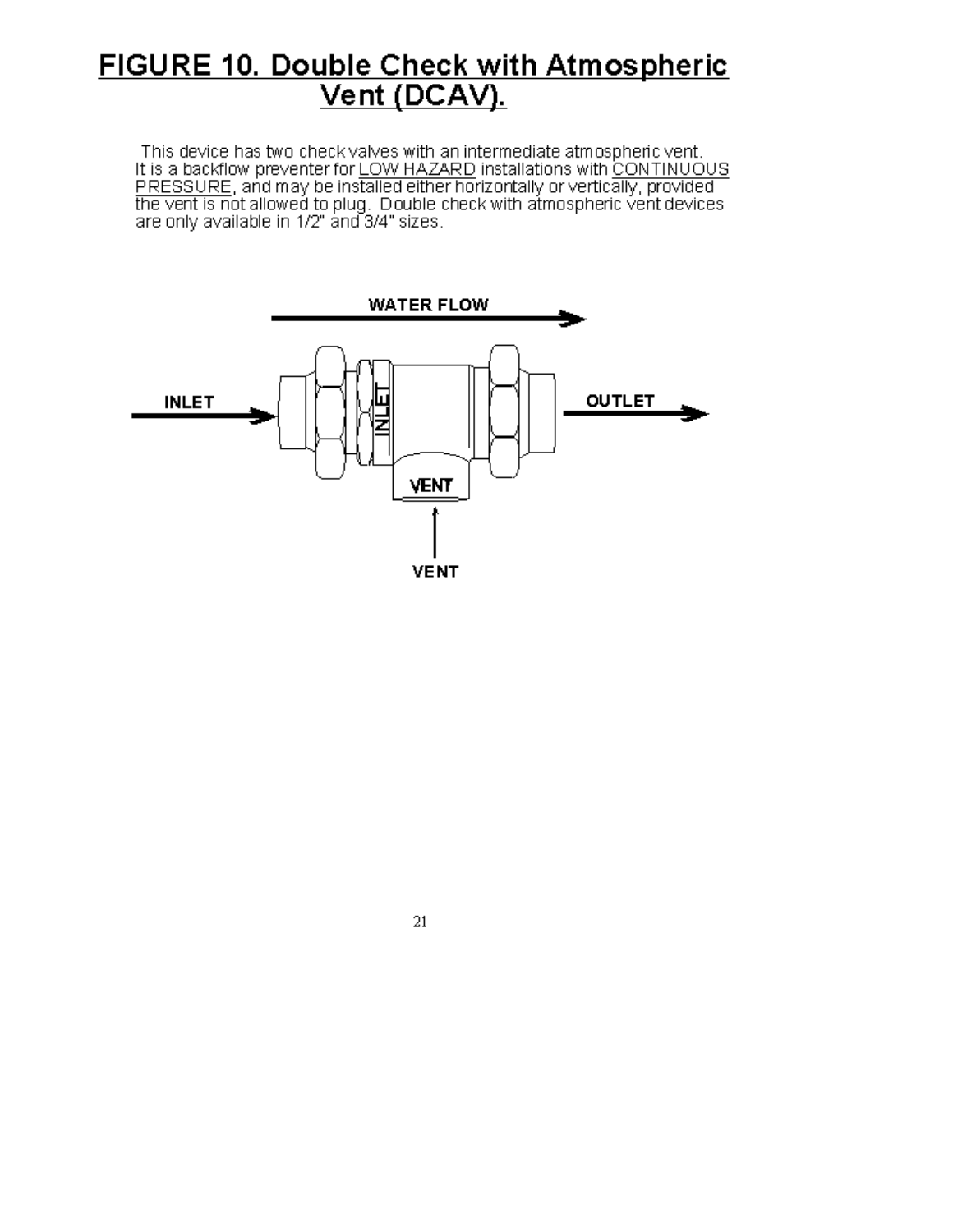# FIGURE 10. Double Check with Atmospheric Vent (DCAV).

This device has two check valves with an intermediate atmospheric vent. It is a backflow preventer for LOW HAZARD installations with CONTINUOUS PRESSURE, and may be installed either horizontally or vertically, provided the vent is not allowed to plug. Double check with atmospheric vent devices are only available in 1/2" and 3/4" sizes.

WATER FLOW

INLET

OUTLET

VENT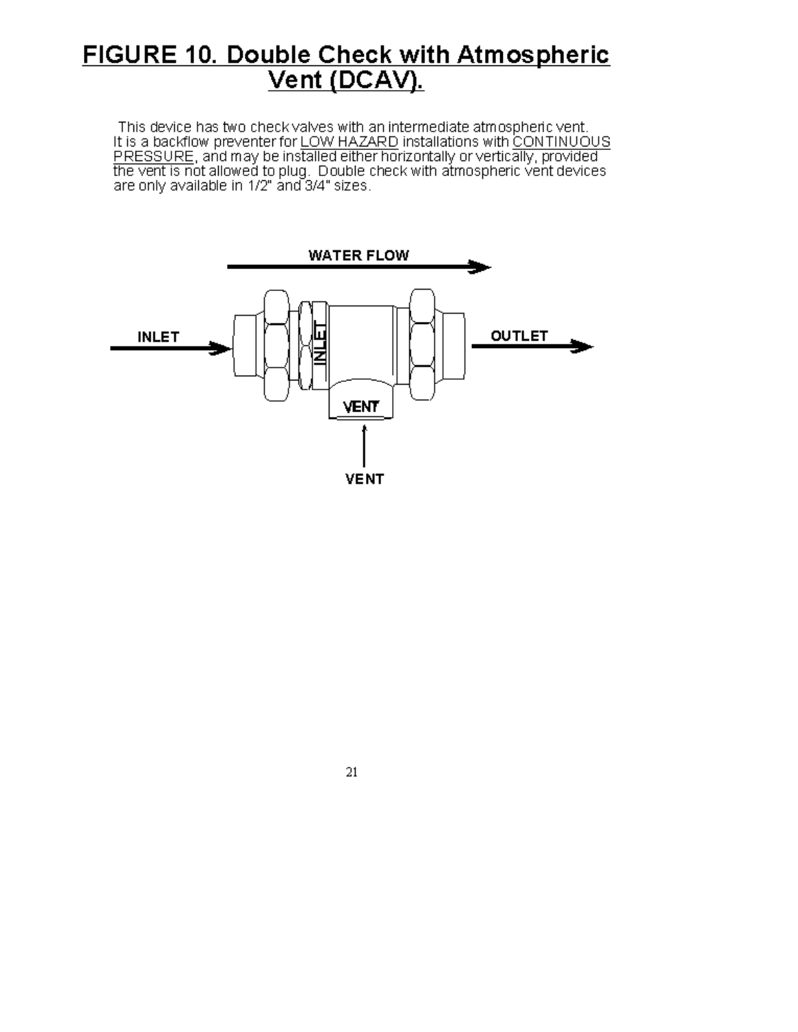# FIGURE 10. Double Check with Atmospheric Vent (DCAV).

This device has two check valves with an intermediate atmospheric vent. It is a backflow preventer for LOW HAZARD installations with CONTINUOUS PRESSURE, and may be installed either horizontally or vertically, provided the vent is not allowed to plug. Double check with atmospheric vent devices are only available in 1/2" and 3/4" sizes.

WATER FLOW

INLET

INLET

OUTLET

VENT

VENT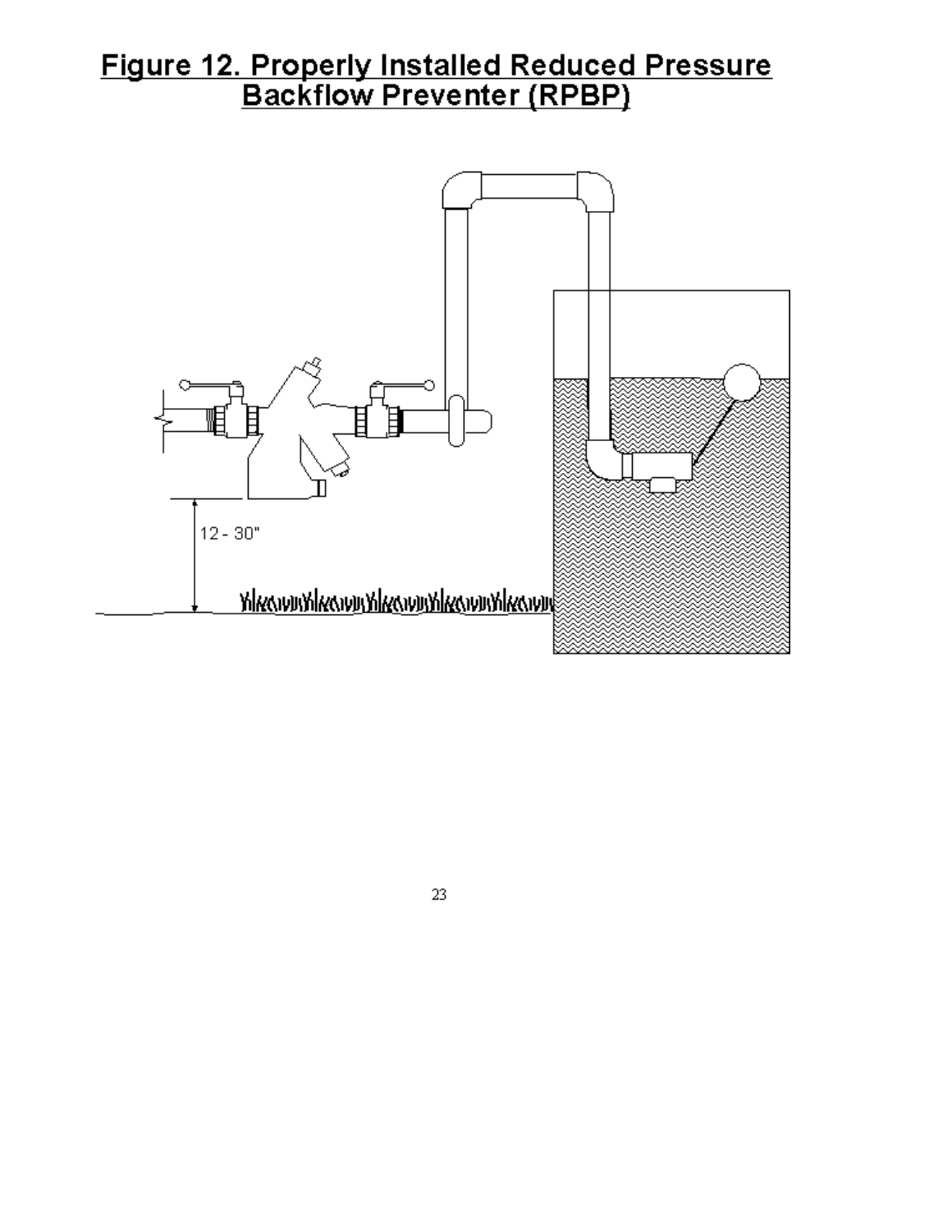# Figure 12. Properly Installed Reduced Pressure Backflow Preventer (RPBP)

12 - 30"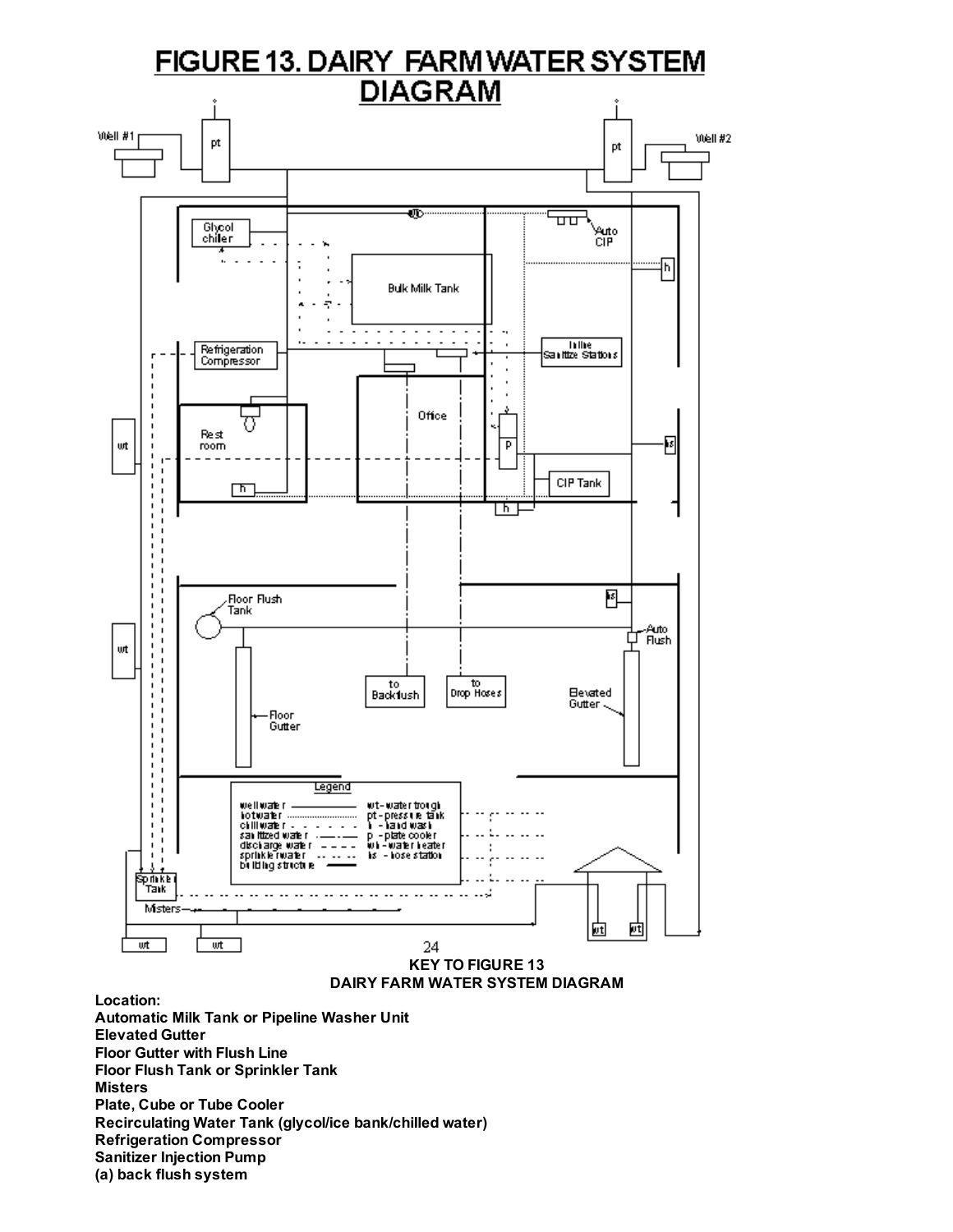# FIGURE 13. DAIRY FARM WATER SYSTEM DIAGRAM

Well #1

pt

pt

Well #2

Glycol chiller

Auto CIP

h

Bulk Milk Tank

Refrigeration Compressor

Inline Sanitize Stations

wt

Rest room

Office

p

hs

h

CIP Tank

h

Floor Flush Tank

hs

Auto Flush

wt

to Backflush

to Drop Hoses

Elevated Gutter

Floor Gutter

Legend

- well water ————
- hot water ..........
- chill water - . - . -
- sanitized water —.—
- discharge water — — —
- sprinkler water -- -- --
- building structure ▬▬

- wt - water trough
- pt - pressure tank
- h - hand wash
- p - plate cooler
- wh - water heater
- hs - hose station

Sprinkler Tank

Misters

wt

wt

wt

wt

**KEY TO FIGURE 13**
**DAIRY FARM WATER SYSTEM DIAGRAM**

**Location:**
**Automatic Milk Tank or Pipeline Washer Unit**
**Elevated Gutter**
**Floor Gutter with Flush Line**
**Floor Flush Tank or Sprinkler Tank**
**Misters**
**Plate, Cube or Tube Cooler**
**Recirculating Water Tank (glycol/ice bank/chilled water)**
**Refrigeration Compressor**
**Sanitizer Injection Pump**
**(a) back flush system**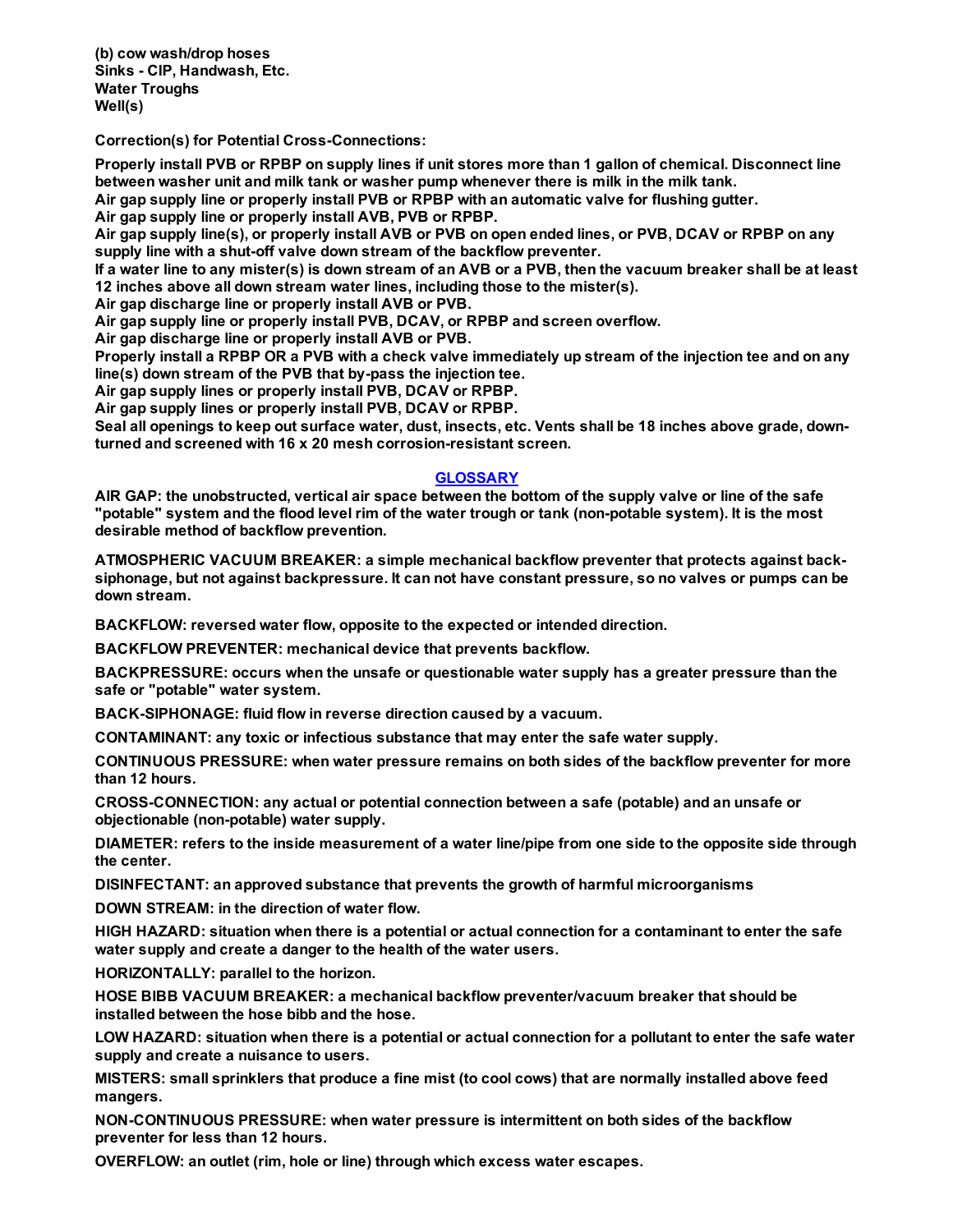**(b) cow wash/drop hoses**
**Sinks - CIP, Handwash, Etc.**
**Water Troughs**
**Well(s)**

**Correction(s) for Potential Cross-Connections:**

**Properly install PVB or RPBP on supply lines if unit stores more than 1 gallon of chemical. Disconnect line between washer unit and milk tank or washer pump whenever there is milk in the milk tank.**
**Air gap supply line or properly install PVB or RPBP with an automatic valve for flushing gutter.**
**Air gap supply line or properly install AVB, PVB or RPBP.**
**Air gap supply line(s), or properly install AVB or PVB on open ended lines, or PVB, DCAV or RPBP on any supply line with a shut-off valve down stream of the backflow preventer.**
**If a water line to any mister(s) is down stream of an AVB or a PVB, then the vacuum breaker shall be at least 12 inches above all down stream water lines, including those to the mister(s).**
**Air gap discharge line or properly install AVB or PVB.**
**Air gap supply line or properly install PVB, DCAV, or RPBP and screen overflow.**
**Air gap discharge line or properly install AVB or PVB.**
**Properly install a RPBP OR a PVB with a check valve immediately up stream of the injection tee and on any line(s) down stream of the PVB that by-pass the injection tee.**
**Air gap supply lines or properly install PVB, DCAV or RPBP.**
**Air gap supply lines or properly install PVB, DCAV or RPBP.**
**Seal all openings to keep out surface water, dust, insects, etc. Vents shall be 18 inches above grade, down-turned and screened with 16 x 20 mesh corrosion-resistant screen.**

## GLOSSARY

**AIR GAP: the unobstructed, vertical air space between the bottom of the supply valve or line of the safe "potable" system and the flood level rim of the water trough or tank (non-potable system). It is the most desirable method of backflow prevention.**

**ATMOSPHERIC VACUUM BREAKER: a simple mechanical backflow preventer that protects against back-siphonage, but not against backpressure. It can not have constant pressure, so no valves or pumps can be down stream.**

**BACKFLOW: reversed water flow, opposite to the expected or intended direction.**

**BACKFLOW PREVENTER: mechanical device that prevents backflow.**

**BACKPRESSURE: occurs when the unsafe or questionable water supply has a greater pressure than the safe or "potable" water system.**

**BACK-SIPHONAGE: fluid flow in reverse direction caused by a vacuum.**

**CONTAMINANT: any toxic or infectious substance that may enter the safe water supply.**

**CONTINUOUS PRESSURE: when water pressure remains on both sides of the backflow preventer for more than 12 hours.**

**CROSS-CONNECTION: any actual or potential connection between a safe (potable) and an unsafe or objectionable (non-potable) water supply.**

**DIAMETER: refers to the inside measurement of a water line/pipe from one side to the opposite side through the center.**

**DISINFECTANT: an approved substance that prevents the growth of harmful microorganisms**

**DOWN STREAM: in the direction of water flow.**

**HIGH HAZARD: situation when there is a potential or actual connection for a contaminant to enter the safe water supply and create a danger to the health of the water users.**

**HORIZONTALLY: parallel to the horizon.**

**HOSE BIBB VACUUM BREAKER: a mechanical backflow preventer/vacuum breaker that should be installed between the hose bibb and the hose.**

**LOW HAZARD: situation when there is a potential or actual connection for a pollutant to enter the safe water supply and create a nuisance to users.**

**MISTERS: small sprinklers that produce a fine mist (to cool cows) that are normally installed above feed mangers.**

**NON-CONTINUOUS PRESSURE: when water pressure is intermittent on both sides of the backflow preventer for less than 12 hours.**

**OVERFLOW: an outlet (rim, hole or line) through which excess water escapes.**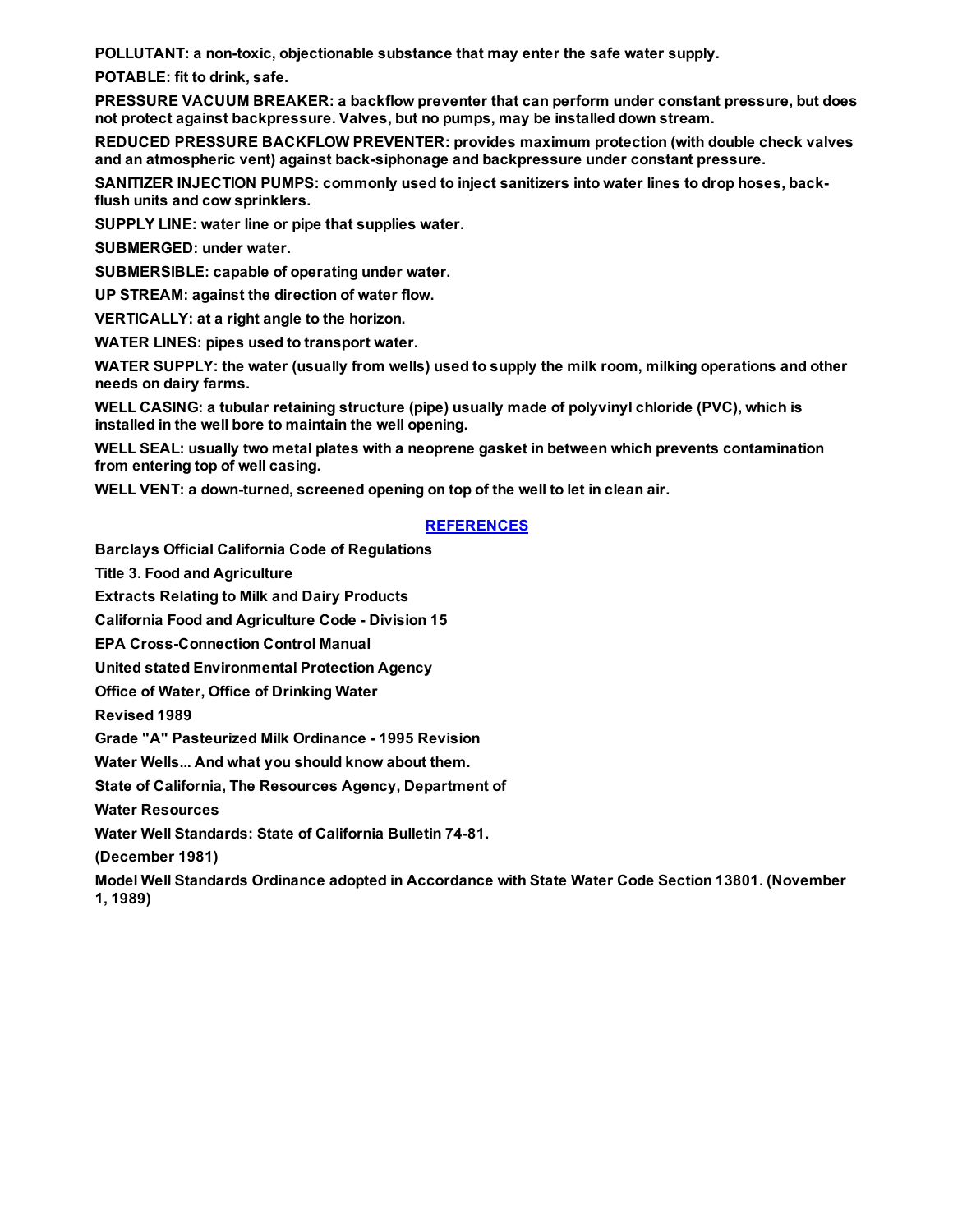**POLLUTANT: a non-toxic, objectionable substance that may enter the safe water supply.**

**POTABLE: fit to drink, safe.**

**PRESSURE VACUUM BREAKER: a backflow preventer that can perform under constant pressure, but does not protect against backpressure. Valves, but no pumps, may be installed down stream.**

**REDUCED PRESSURE BACKFLOW PREVENTER: provides maximum protection (with double check valves and an atmospheric vent) against back-siphonage and backpressure under constant pressure.**

**SANITIZER INJECTION PUMPS: commonly used to inject sanitizers into water lines to drop hoses, back-flush units and cow sprinklers.**

**SUPPLY LINE: water line or pipe that supplies water.**

**SUBMERGED: under water.**

**SUBMERSIBLE: capable of operating under water.**

**UP STREAM: against the direction of water flow.**

**VERTICALLY: at a right angle to the horizon.**

**WATER LINES: pipes used to transport water.**

**WATER SUPPLY: the water (usually from wells) used to supply the milk room, milking operations and other needs on dairy farms.**

**WELL CASING: a tubular retaining structure (pipe) usually made of polyvinyl chloride (PVC), which is installed in the well bore to maintain the well opening.**

**WELL SEAL: usually two metal plates with a neoprene gasket in between which prevents contamination from entering top of well casing.**

**WELL VENT: a down-turned, screened opening on top of the well to let in clean air.**

## REFERENCES

**Barclays Official California Code of Regulations**

**Title 3. Food and Agriculture**

**Extracts Relating to Milk and Dairy Products**

**California Food and Agriculture Code - Division 15**

**EPA Cross-Connection Control Manual**

**United stated Environmental Protection Agency**

**Office of Water, Office of Drinking Water**

**Revised 1989**

**Grade "A" Pasteurized Milk Ordinance - 1995 Revision**

**Water Wells... And what you should know about them.**

**State of California, The Resources Agency, Department of**

**Water Resources**

**Water Well Standards: State of California Bulletin 74-81.**

**(December 1981)**

**Model Well Standards Ordinance adopted in Accordance with State Water Code Section 13801. (November 1, 1989)**